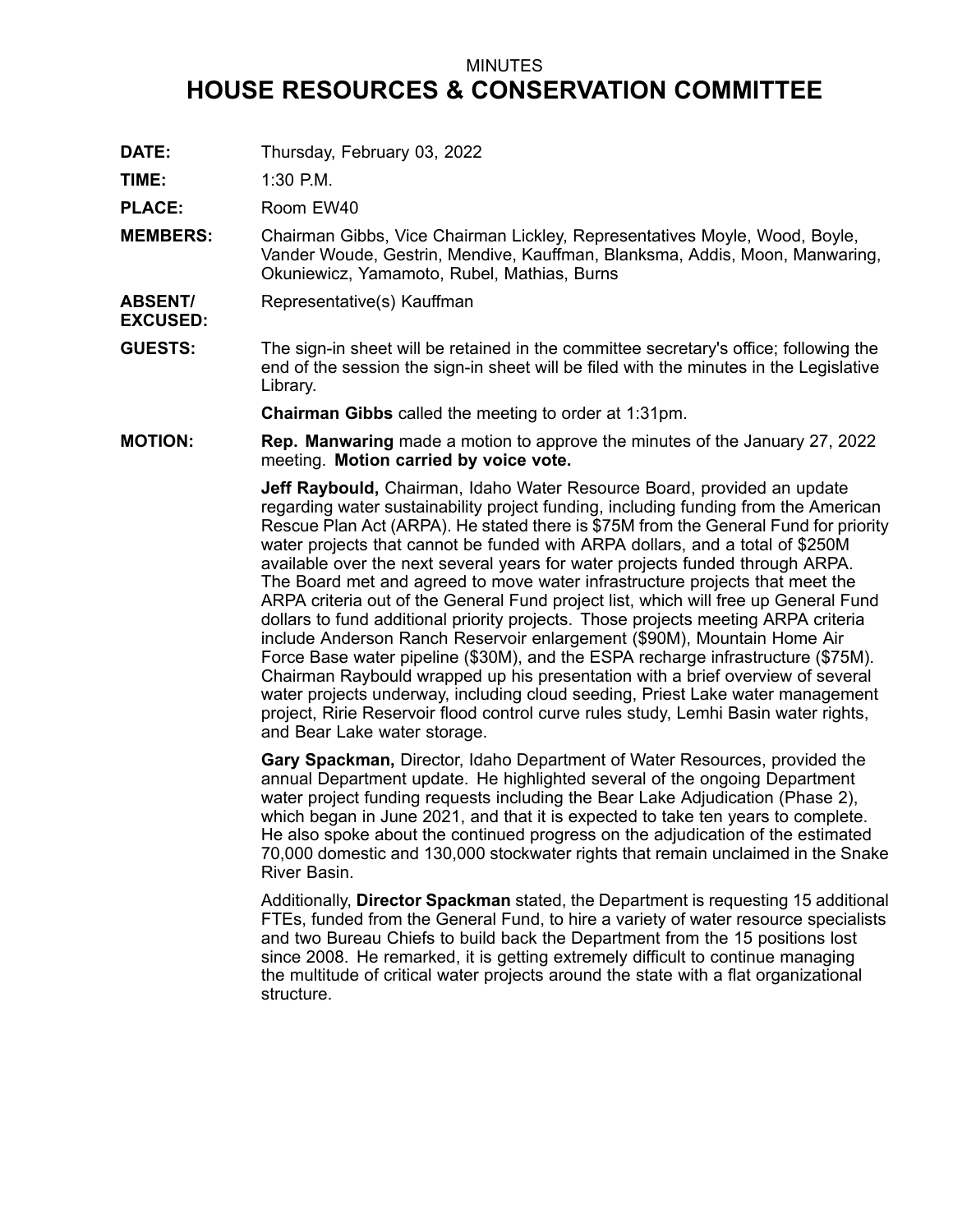MINUTES

# HOUSE RESOURCES & CONSERVATION COMMITTEE

**DATE:** Thursday, February 03, 2022

**TIME:** 1:30 P.M.

**PLACE:** Room EW40

**MEMBERS:** Chairman Gibbs, Vice Chairman Lickley, Representatives Moyle, Wood, Boyle, Vander Woude, Gestrin, Mendive, Kauffman, Blanksma, Addis, Moon, Manwaring, Okuniewicz, Yamamoto, Rubel, Mathias, Burns

**ABSENT/ EXCUSED:** Representative(s) Kauffman

**GUESTS:** The sign-in sheet will be retained in the committee secretary's office; following the end of the session the sign-in sheet will be filed with the minutes in the Legislative Library.

**Chairman Gibbs** called the meeting to order at 1:31pm.

**MOTION:** **Rep. Manwaring** made a motion to approve the minutes of the January 27, 2022 meeting. **Motion carried by voice vote.**

**Jeff Raybould,** Chairman, Idaho Water Resource Board, provided an update regarding water sustainability project funding, including funding from the American Rescue Plan Act (ARPA). He stated there is $75M from the General Fund for priority water projects that cannot be funded with ARPA dollars, and a total of $250M available over the next several years for water projects funded through ARPA. The Board met and agreed to move water infrastructure projects that meet the ARPA criteria out of the General Fund project list, which will free up General Fund dollars to fund additional priority projects. Those projects meeting ARPA criteria include Anderson Ranch Reservoir enlargement ($90M), Mountain Home Air Force Base water pipeline ($30M), and the ESPA recharge infrastructure ($75M). Chairman Raybould wrapped up his presentation with a brief overview of several water projects underway, including cloud seeding, Priest Lake water management project, Ririe Reservoir flood control curve rules study, Lemhi Basin water rights, and Bear Lake water storage.

**Gary Spackman,** Director, Idaho Department of Water Resources, provided the annual Department update. He highlighted several of the ongoing Department water project funding requests including the Bear Lake Adjudication (Phase 2), which began in June 2021, and that it is expected to take ten years to complete. He also spoke about the continued progress on the adjudication of the estimated 70,000 domestic and 130,000 stockwater rights that remain unclaimed in the Snake River Basin.

Additionally, **Director Spackman** stated, the Department is requesting 15 additional FTEs, funded from the General Fund, to hire a variety of water resource specialists and two Bureau Chiefs to build back the Department from the 15 positions lost since 2008. He remarked, it is getting extremely difficult to continue managing the multitude of critical water projects around the state with a flat organizational structure.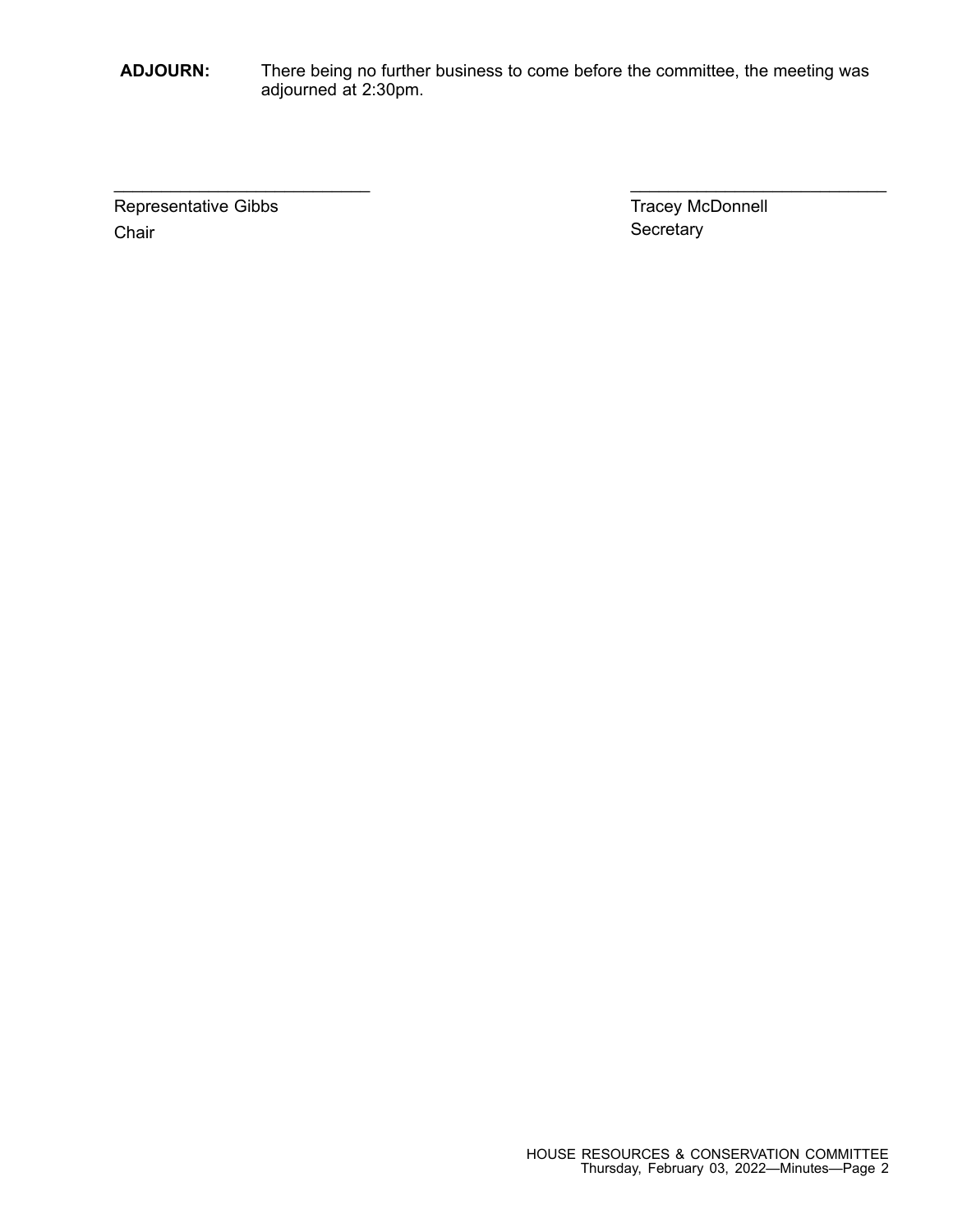**ADJOURN:** There being no further business to come before the committee, the meeting was adjourned at 2:30pm.

| | |
|---|---|
| ___________________________ | ___________________________ |
| Representative Gibbs | Tracey McDonnell |
| Chair | Secretary |